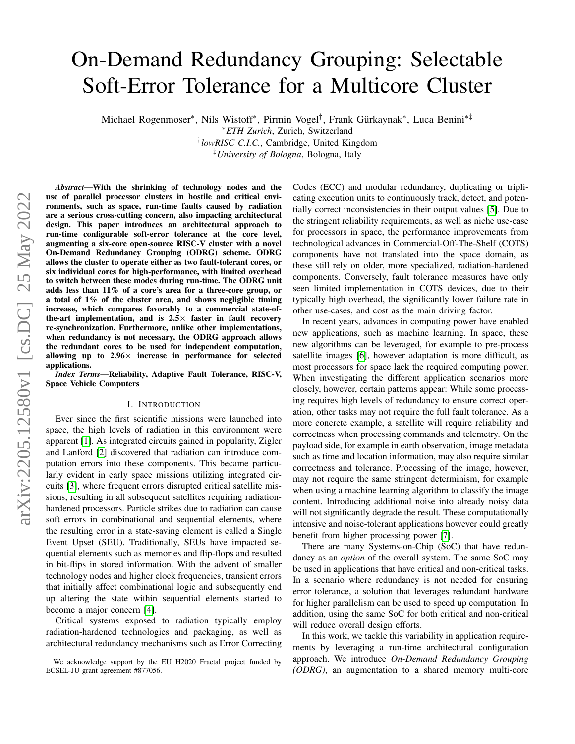# On-Demand Redundancy Grouping: Selectable Soft-Error Tolerance for a Multicore Cluster

Michael Rogenmoser*, Nils Wistoff*, Pirmin Vogel†, Frank Gürkaynak*, Luca Benini*‡

*ETH Zurich, Zurich, Switzerland

†lowRISC C.I.C., Cambridge, United Kingdom

‡University of Bologna, Bologna, Italy

***Abstract*—With the shrinking of technology nodes and the use of parallel processor clusters in hostile and critical environments, such as space, run-time faults caused by radiation are a serious cross-cutting concern, also impacting architectural design. This paper introduces an architectural approach to run-time configurable soft-error tolerance at the core level, augmenting a six-core open-source RISC-V cluster with a novel On-Demand Redundancy Grouping (ODRG) scheme. ODRG allows the cluster to operate either as two fault-tolerant cores, or six individual cores for high-performance, with limited overhead to switch between these modes during run-time. The ODRG unit adds less than 11% of a core's area for a three-core group, or a total of 1% of the cluster area, and shows negligible timing increase, which compares favorably to a commercial state-of-the-art implementation, and is 2.5× faster in fault recovery re-synchronization. Furthermore, unlike other implementations, when redundancy is not necessary, the ODRG approach allows the redundant cores to be used for independent computation, allowing up to 2.96× increase in performance for selected applications.**

***Index Terms*—Reliability, Adaptive Fault Tolerance, RISC-V, Space Vehicle Computers**

## I. Introduction

Ever since the first scientific missions were launched into space, the high levels of radiation in this environment were apparent [1]. As integrated circuits gained in popularity, Zigler and Lanford [2] discovered that radiation can introduce computation errors into these components. This became particularly evident in early space missions utilizing integrated circuits [3], where frequent errors disrupted critical satellite missions, resulting in all subsequent satellites requiring radiation-hardened processors. Particle strikes due to radiation can cause soft errors in combinational and sequential elements, where the resulting error in a state-saving element is called a Single Event Upset (SEU). Traditionally, SEUs have impacted sequential elements such as memories and flip-flops and resulted in bit-flips in stored information. With the advent of smaller technology nodes and higher clock frequencies, transient errors that initially affect combinational logic and subsequently end up altering the state within sequential elements started to become a major concern [4].

Critical systems exposed to radiation typically employ radiation-hardened technologies and packaging, as well as architectural redundancy mechanisms such as Error Correcting Codes (ECC) and modular redundancy, duplicating or triplicating execution units to continuously track, detect, and potentially correct inconsistencies in their output values [5]. Due to the stringent reliability requirements, as well as niche use-case for processors in space, the performance improvements from technological advances in Commercial-Off-The-Shelf (COTS) components have not translated into the space domain, as these still rely on older, more specialized, radiation-hardened components. Conversely, fault tolerance measures have only seen limited implementation in COTS devices, due to their typically high overhead, the significantly lower failure rate in other use-cases, and cost as the main driving factor.

In recent years, advances in computing power have enabled new applications, such as machine learning. In space, these new algorithms can be leveraged, for example to pre-process satellite images [6], however adaptation is more difficult, as most processors for space lack the required computing power. When investigating the different application scenarios more closely, however, certain patterns appear: While some processing requires high levels of redundancy to ensure correct operation, other tasks may not require the full fault tolerance. As a more concrete example, a satellite will require reliability and correctness when processing commands and telemetry. On the payload side, for example in earth observation, image metadata such as time and location information, may also require similar correctness and tolerance. Processing of the image, however, may not require the same stringent determinism, for example when using a machine learning algorithm to classify the image content. Introducing additional noise into already noisy data will not significantly degrade the result. These computationally intensive and noise-tolerant applications however could greatly benefit from higher processing power [7].

There are many Systems-on-Chip (SoC) that have redundancy as an *option* of the overall system. The same SoC may be used in applications that have critical and non-critical tasks. In a scenario where redundancy is not needed for ensuring error tolerance, a solution that leverages redundant hardware for higher parallelism can be used to speed up computation. In addition, using the same SoC for both critical and non-critical will reduce overall design efforts.

In this work, we tackle this variability in application requirements by leveraging a run-time architectural configuration approach. We introduce *On-Demand Redundancy Grouping (ODRG)*, an augmentation to a shared memory multi-core

We acknowledge support by the EU H2020 Fractal project funded by ECSEL-JU grant agreement #877056.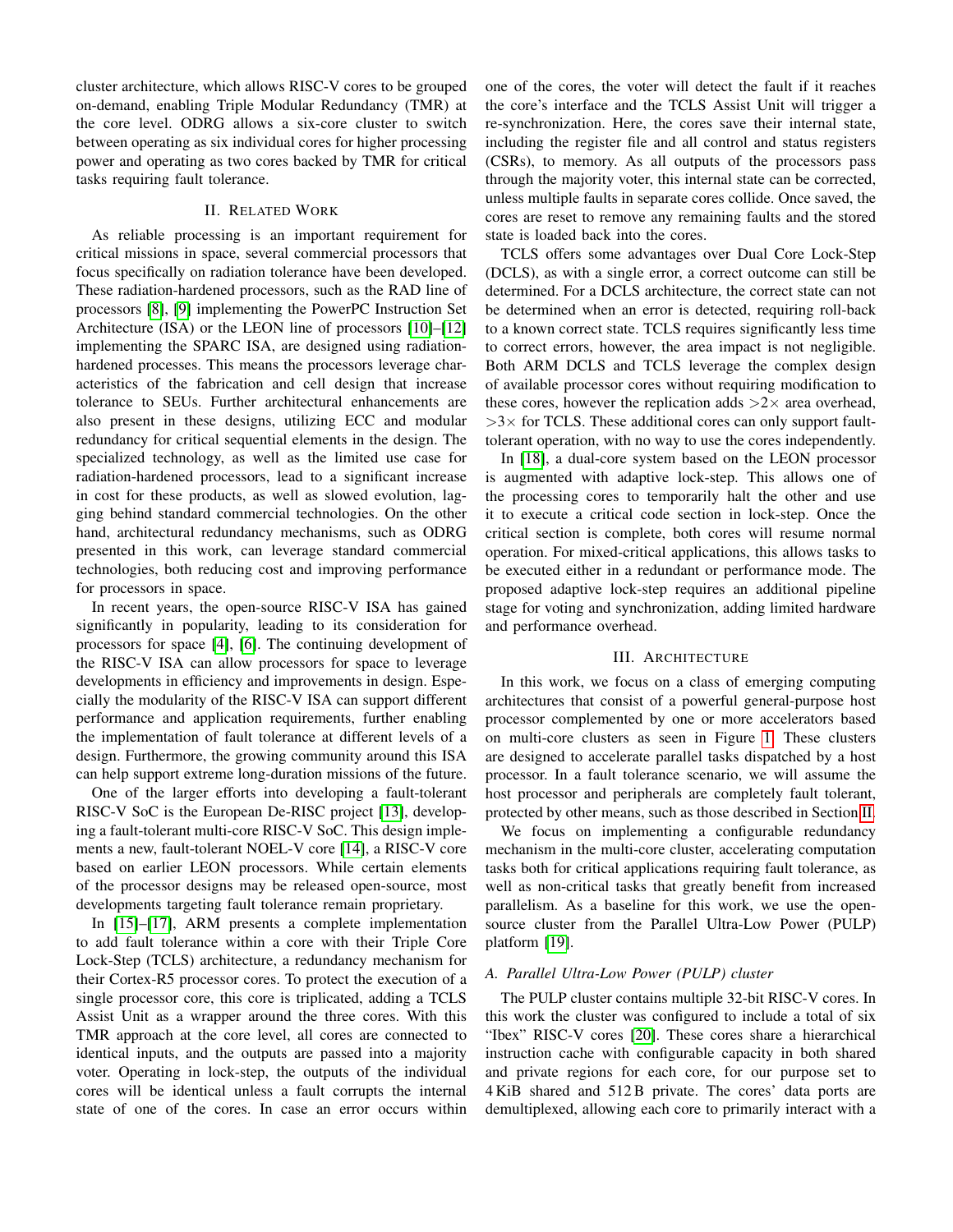cluster architecture, which allows RISC-V cores to be grouped on-demand, enabling Triple Modular Redundancy (TMR) at the core level. ODRG allows a six-core cluster to switch between operating as six individual cores for higher processing power and operating as two cores backed by TMR for critical tasks requiring fault tolerance.

## II. Related Work

As reliable processing is an important requirement for critical missions in space, several commercial processors that focus specifically on radiation tolerance have been developed. These radiation-hardened processors, such as the RAD line of processors [8], [9] implementing the PowerPC Instruction Set Architecture (ISA) or the LEON line of processors [10]–[12] implementing the SPARC ISA, are designed using radiation-hardened processes. This means the processors leverage characteristics of the fabrication and cell design that increase tolerance to SEUs. Further architectural enhancements are also present in these designs, utilizing ECC and modular redundancy for critical sequential elements in the design. The specialized technology, as well as the limited use case for radiation-hardened processors, lead to a significant increase in cost for these products, as well as slowed evolution, lagging behind standard commercial technologies. On the other hand, architectural redundancy mechanisms, such as ODRG presented in this work, can leverage standard commercial technologies, both reducing cost and improving performance for processors in space.

In recent years, the open-source RISC-V ISA has gained significantly in popularity, leading to its consideration for processors for space [4], [6]. The continuing development of the RISC-V ISA can allow processors for space to leverage developments in efficiency and improvements in design. Especially the modularity of the RISC-V ISA can support different performance and application requirements, further enabling the implementation of fault tolerance at different levels of a design. Furthermore, the growing community around this ISA can help support extreme long-duration missions of the future.

One of the larger efforts into developing a fault-tolerant RISC-V SoC is the European De-RISC project [13], developing a fault-tolerant multi-core RISC-V SoC. This design implements a new, fault-tolerant NOEL-V core [14], a RISC-V core based on earlier LEON processors. While certain elements of the processor designs may be released open-source, most developments targeting fault tolerance remain proprietary.

In [15]–[17], ARM presents a complete implementation to add fault tolerance within a core with their Triple Core Lock-Step (TCLS) architecture, a redundancy mechanism for their Cortex-R5 processor cores. To protect the execution of a single processor core, this core is triplicated, adding a TCLS Assist Unit as a wrapper around the three cores. With this TMR approach at the core level, all cores are connected to identical inputs, and the outputs are passed into a majority voter. Operating in lock-step, the outputs of the individual cores will be identical unless a fault corrupts the internal state of one of the cores. In case an error occurs within one of the cores, the voter will detect the fault if it reaches the core's interface and the TCLS Assist Unit will trigger a re-synchronization. Here, the cores save their internal state, including the register file and all control and status registers (CSRs), to memory. As all outputs of the processors pass through the majority voter, this internal state can be corrected, unless multiple faults in separate cores collide. Once saved, the cores are reset to remove any remaining faults and the stored state is loaded back into the cores.

TCLS offers some advantages over Dual Core Lock-Step (DCLS), as with a single error, a correct outcome can still be determined. For a DCLS architecture, the correct state can not be determined when an error is detected, requiring roll-back to a known correct state. TCLS requires significantly less time to correct errors, however, the area impact is not negligible. Both ARM DCLS and TCLS leverage the complex design of available processor cores without requiring modification to these cores, however the replication adds $>2\times$ area overhead, $>3\times$ for TCLS. These additional cores can only support fault-tolerant operation, with no way to use the cores independently.

In [18], a dual-core system based on the LEON processor is augmented with adaptive lock-step. This allows one of the processing cores to temporarily halt the other and use it to execute a critical code section in lock-step. Once the critical section is complete, both cores will resume normal operation. For mixed-critical applications, this allows tasks to be executed either in a redundant or performance mode. The proposed adaptive lock-step requires an additional pipeline stage for voting and synchronization, adding limited hardware and performance overhead.

## III. Architecture

In this work, we focus on a class of emerging computing architectures that consist of a powerful general-purpose host processor complemented by one or more accelerators based on multi-core clusters as seen in Figure 1. These clusters are designed to accelerate parallel tasks dispatched by a host processor. In a fault tolerance scenario, we will assume the host processor and peripherals are completely fault tolerant, protected by other means, such as those described in Section II.

We focus on implementing a configurable redundancy mechanism in the multi-core cluster, accelerating computation tasks both for critical applications requiring fault tolerance, as well as non-critical tasks that greatly benefit from increased parallelism. As a baseline for this work, we use the open-source cluster from the Parallel Ultra-Low Power (PULP) platform [19].

### A. Parallel Ultra-Low Power (PULP) cluster

The PULP cluster contains multiple 32-bit RISC-V cores. In this work the cluster was configured to include a total of six "Ibex" RISC-V cores [20]. These cores share a hierarchical instruction cache with configurable capacity in both shared and private regions for each core, for our purpose set to 4 KiB shared and 512 B private. The cores' data ports are demultiplexed, allowing each core to primarily interact with a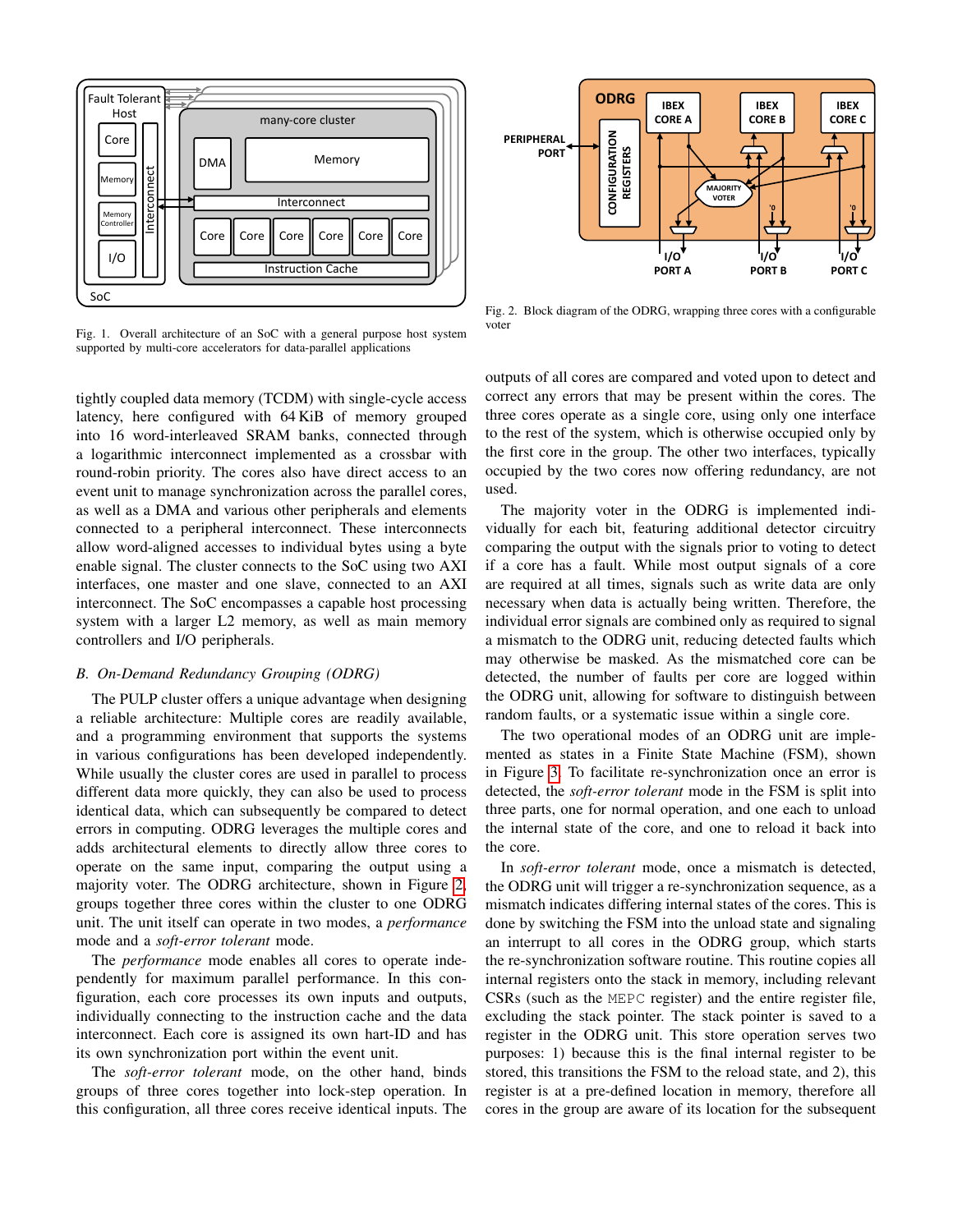Fig. 1. Overall architecture of an SoC with a general purpose host system supported by multi-core accelerators for data-parallel applications

Fig. 2. Block diagram of the ODRG, wrapping three cores with a configurable voter

tightly coupled data memory (TCDM) with single-cycle access latency, here configured with 64 KiB of memory grouped into 16 word-interleaved SRAM banks, connected through a logarithmic interconnect implemented as a crossbar with round-robin priority. The cores also have direct access to an event unit to manage synchronization across the parallel cores, as well as a DMA and various other peripherals and elements connected to a peripheral interconnect. These interconnects allow word-aligned accesses to individual bytes using a byte enable signal. The cluster connects to the SoC using two AXI interfaces, one master and one slave, connected to an AXI interconnect. The SoC encompasses a capable host processing system with a larger L2 memory, as well as main memory controllers and I/O peripherals.

### *B. On-Demand Redundancy Grouping (ODRG)*

The PULP cluster offers a unique advantage when designing a reliable architecture: Multiple cores are readily available, and a programming environment that supports the systems in various configurations has been developed independently. While usually the cluster cores are used in parallel to process different data more quickly, they can also be used to process identical data, which can subsequently be compared to detect errors in computing. ODRG leverages the multiple cores and adds architectural elements to directly allow three cores to operate on the same input, comparing the output using a majority voter. The ODRG architecture, shown in Figure 2, groups together three cores within the cluster to one ODRG unit. The unit itself can operate in two modes, a *performance* mode and a *soft-error tolerant* mode.

The *performance* mode enables all cores to operate independently for maximum parallel performance. In this configuration, each core processes its own inputs and outputs, individually connecting to the instruction cache and the data interconnect. Each core is assigned its own hart-ID and has its own synchronization port within the event unit.

The *soft-error tolerant* mode, on the other hand, binds groups of three cores together into lock-step operation. In this configuration, all three cores receive identical inputs. The outputs of all cores are compared and voted upon to detect and correct any errors that may be present within the cores. The three cores operate as a single core, using only one interface to the rest of the system, which is otherwise occupied only by the first core in the group. The other two interfaces, typically occupied by the two cores now offering redundancy, are not used.

The majority voter in the ODRG is implemented individually for each bit, featuring additional detector circuitry comparing the output with the signals prior to voting to detect if a core has a fault. While most output signals of a core are required at all times, signals such as write data are only necessary when data is actually being written. Therefore, the individual error signals are combined only as required to signal a mismatch to the ODRG unit, reducing detected faults which may otherwise be masked. As the mismatched core can be detected, the number of faults per core are logged within the ODRG unit, allowing for software to distinguish between random faults, or a systematic issue within a single core.

The two operational modes of an ODRG unit are implemented as states in a Finite State Machine (FSM), shown in Figure 3. To facilitate re-synchronization once an error is detected, the *soft-error tolerant* mode in the FSM is split into three parts, one for normal operation, and one each to unload the internal state of the core, and one to reload it back into the core.

In *soft-error tolerant* mode, once a mismatch is detected, the ODRG unit will trigger a re-synchronization sequence, as a mismatch indicates differing internal states of the cores. This is done by switching the FSM into the unload state and signaling an interrupt to all cores in the ODRG group, which starts the re-synchronization software routine. This routine copies all internal registers onto the stack in memory, including relevant CSRs (such as the `MEPC` register) and the entire register file, excluding the stack pointer. The stack pointer is saved to a register in the ODRG unit. This store operation serves two purposes: 1) because this is the final internal register to be stored, this transitions the FSM to the reload state, and 2), this register is at a pre-defined location in memory, therefore all cores in the group are aware of its location for the subsequent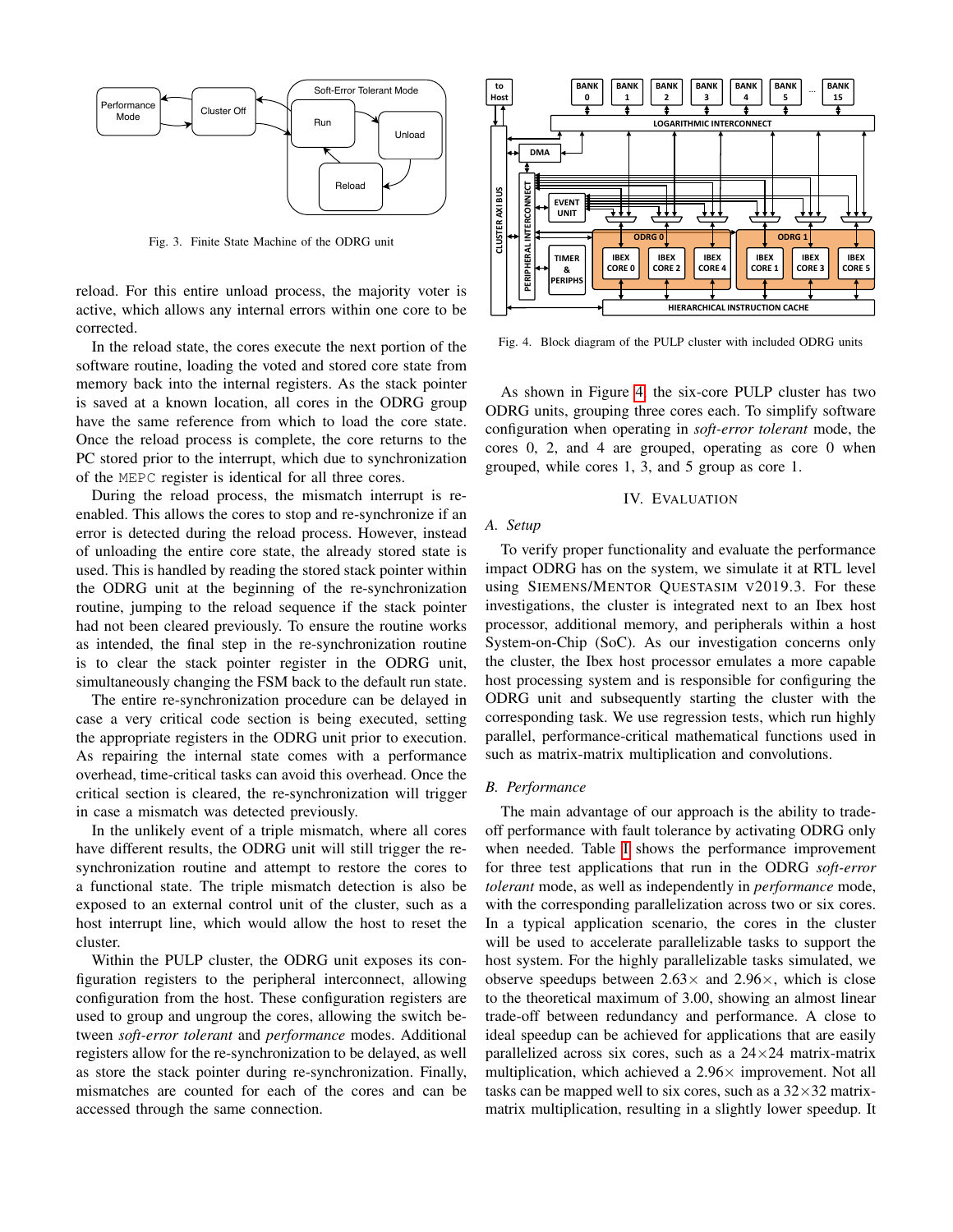Fig. 3. Finite State Machine of the ODRG unit

reload. For this entire unload process, the majority voter is active, which allows any internal errors within one core to be corrected.

In the reload state, the cores execute the next portion of the software routine, loading the voted and stored core state from memory back into the internal registers. As the stack pointer is saved at a known location, all cores in the ODRG group have the same reference from which to load the core state. Once the reload process is complete, the core returns to the PC stored prior to the interrupt, which due to synchronization of the MEPC register is identical for all three cores.

During the reload process, the mismatch interrupt is re-enabled. This allows the cores to stop and re-synchronize if an error is detected during the reload process. However, instead of unloading the entire core state, the already stored state is used. This is handled by reading the stored stack pointer within the ODRG unit at the beginning of the re-synchronization routine, jumping to the reload sequence if the stack pointer had not been cleared previously. To ensure the routine works as intended, the final step in the re-synchronization routine is to clear the stack pointer register in the ODRG unit, simultaneously changing the FSM back to the default run state.

The entire re-synchronization procedure can be delayed in case a very critical code section is being executed, setting the appropriate registers in the ODRG unit prior to execution. As repairing the internal state comes with a performance overhead, time-critical tasks can avoid this overhead. Once the critical section is cleared, the re-synchronization will trigger in case a mismatch was detected previously.

In the unlikely event of a triple mismatch, where all cores have different results, the ODRG unit will still trigger the re-synchronization routine and attempt to restore the cores to a functional state. The triple mismatch detection is also be exposed to an external control unit of the cluster, such as a host interrupt line, which would allow the host to reset the cluster.

Within the PULP cluster, the ODRG unit exposes its configuration registers to the peripheral interconnect, allowing configuration from the host. These configuration registers are used to group and ungroup the cores, allowing the switch between *soft-error tolerant* and *performance* modes. Additional registers allow for the re-synchronization to be delayed, as well as store the stack pointer during re-synchronization. Finally, mismatches are counted for each of the cores and can be accessed through the same connection.

Fig. 4. Block diagram of the PULP cluster with included ODRG units

As shown in Figure 4, the six-core PULP cluster has two ODRG units, grouping three cores each. To simplify software configuration when operating in *soft-error tolerant* mode, the cores 0, 2, and 4 are grouped, operating as core 0 when grouped, while cores 1, 3, and 5 group as core 1.

## IV. Evaluation

### A. Setup

To verify proper functionality and evaluate the performance impact ODRG has on the system, we simulate it at RTL level using Siemens/Mentor QuestaSim v2019.3. For these investigations, the cluster is integrated next to an Ibex host processor, additional memory, and peripherals within a host System-on-Chip (SoC). As our investigation concerns only the cluster, the Ibex host processor emulates a more capable host processing system and is responsible for configuring the ODRG unit and subsequently starting the cluster with the corresponding task. We use regression tests, which run highly parallel, performance-critical mathematical functions used in such as matrix-matrix multiplication and convolutions.

### B. Performance

The main advantage of our approach is the ability to trade-off performance with fault tolerance by activating ODRG only when needed. Table I shows the performance improvement for three test applications that run in the ODRG *soft-error tolerant* mode, as well as independently in *performance* mode, with the corresponding parallelization across two or six cores. In a typical application scenario, the cores in the cluster will be used to accelerate parallelizable tasks to support the host system. For the highly parallelizable tasks simulated, we observe speedups between 2.63× and 2.96×, which is close to the theoretical maximum of 3.00, showing an almost linear trade-off between redundancy and performance. A close to ideal speedup can be achieved for applications that are easily parallelized across six cores, such as a 24×24 matrix-matrix multiplication, which achieved a 2.96× improvement. Not all tasks can be mapped well to six cores, such as a 32×32 matrix-matrix multiplication, resulting in a slightly lower speedup. It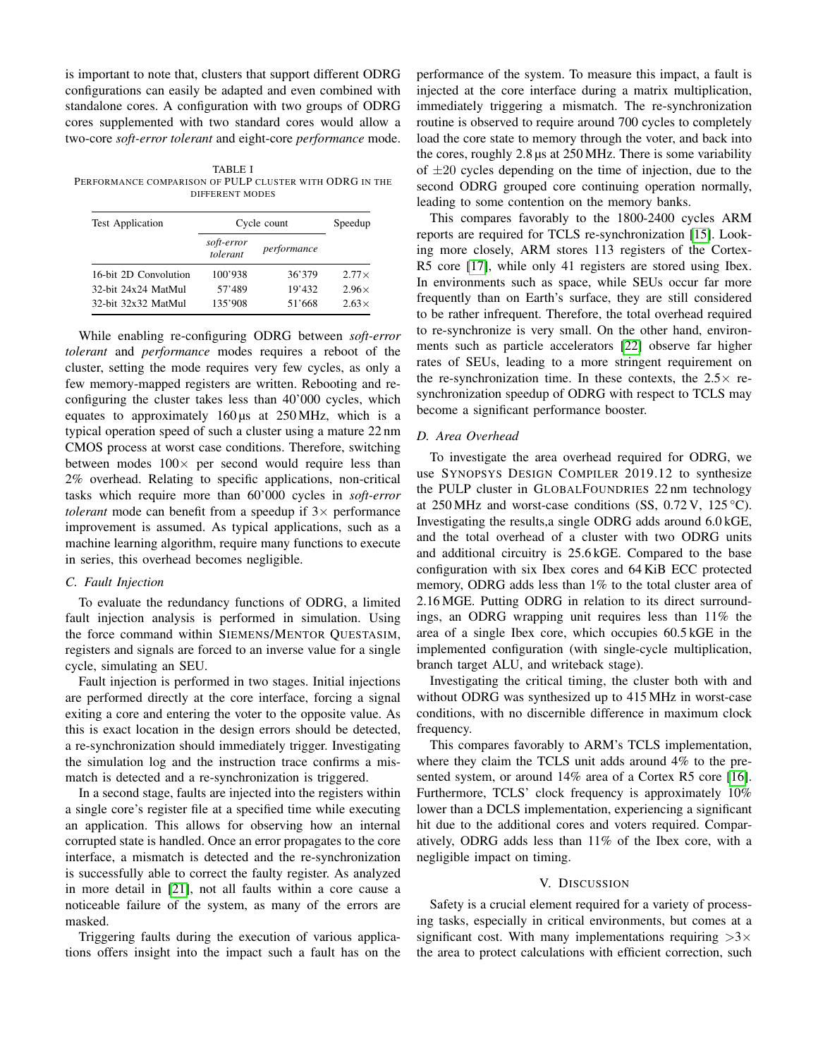is important to note that, clusters that support different ODRG configurations can easily be adapted and even combined with standalone cores. A configuration with two groups of ODRG cores supplemented with two standard cores would allow a two-core *soft-error tolerant* and eight-core *performance* mode.

TABLE I
PERFORMANCE COMPARISON OF PULP CLUSTER WITH ODRG IN THE DIFFERENT MODES

| Test Application | Cycle count | | Speedup |
|---|---|---|---|
| | *soft-error tolerant* | *performance* | |
| 16-bit 2D Convolution | 100'938 | 36'379 | 2.77× |
| 32-bit 24x24 MatMul | 57'489 | 19'432 | 2.96× |
| 32-bit 32x32 MatMul | 135'908 | 51'668 | 2.63× |

While enabling re-configuring ODRG between *soft-error tolerant* and *performance* modes requires a reboot of the cluster, setting the mode requires very few cycles, as only a few memory-mapped registers are written. Rebooting and re-configuring the cluster takes less than 40'000 cycles, which equates to approximately 160 µs at 250 MHz, which is a typical operation speed of such a cluster using a mature 22 nm CMOS process at worst case conditions. Therefore, switching between modes 100× per second would require less than 2% overhead. Relating to specific applications, non-critical tasks which require more than 60'000 cycles in *soft-error tolerant* mode can benefit from a speedup if 3× performance improvement is assumed. As typical applications, such as a machine learning algorithm, require many functions to execute in series, this overhead becomes negligible.

### C. Fault Injection

To evaluate the redundancy functions of ODRG, a limited fault injection analysis is performed in simulation. Using the force command within SIEMENS/MENTOR QUESTASIM, registers and signals are forced to an inverse value for a single cycle, simulating an SEU.

Fault injection is performed in two stages. Initial injections are performed directly at the core interface, forcing a signal exiting a core and entering the voter to the opposite value. As this is exact location in the design errors should be detected, a re-synchronization should immediately trigger. Investigating the simulation log and the instruction trace confirms a mismatch is detected and a re-synchronization is triggered.

In a second stage, faults are injected into the registers within a single core's register file at a specified time while executing an application. This allows for observing how an internal corrupted state is handled. Once an error propagates to the core interface, a mismatch is detected and the re-synchronization is successfully able to correct the faulty register. As analyzed in more detail in [21], not all faults within a core cause a noticeable failure of the system, as many of the errors are masked.

Triggering faults during the execution of various applications offers insight into the impact such a fault has on the performance of the system. To measure this impact, a fault is injected at the core interface during a matrix multiplication, immediately triggering a mismatch. The re-synchronization routine is observed to require around 700 cycles to completely load the core state to memory through the voter, and back into the cores, roughly 2.8 µs at 250 MHz. There is some variability of ±20 cycles depending on the time of injection, due to the second ODRG grouped core continuing operation normally, leading to some contention on the memory banks.

This compares favorably to the 1800-2400 cycles ARM reports are required for TCLS re-synchronization [15]. Looking more closely, ARM stores 113 registers of the Cortex-R5 core [17], while only 41 registers are stored using Ibex. In environments such as space, while SEUs occur far more frequently than on Earth's surface, they are still considered to be rather infrequent. Therefore, the total overhead required to re-synchronize is very small. On the other hand, environments such as particle accelerators [22] observe far higher rates of SEUs, leading to a more stringent requirement on the re-synchronization time. In these contexts, the 2.5× re-synchronization speedup of ODRG with respect to TCLS may become a significant performance booster.

### D. Area Overhead

To investigate the area overhead required for ODRG, we use SYNOPSYS DESIGN COMPILER 2019.12 to synthesize the PULP cluster in GLOBALFOUNDRIES 22 nm technology at 250 MHz and worst-case conditions (SS, 0.72 V, 125 °C). Investigating the results,a single ODRG adds around 6.0 kGE, and the total overhead of a cluster with two ODRG units and additional circuitry is 25.6 kGE. Compared to the base configuration with six Ibex cores and 64 KiB ECC protected memory, ODRG adds less than 1% to the total cluster area of 2.16 MGE. Putting ODRG in relation to its direct surroundings, an ODRG wrapping unit requires less than 11% the area of a single Ibex core, which occupies 60.5 kGE in the implemented configuration (with single-cycle multiplication, branch target ALU, and writeback stage).

Investigating the critical timing, the cluster both with and without ODRG was synthesized up to 415 MHz in worst-case conditions, with no discernible difference in maximum clock frequency.

This compares favorably to ARM's TCLS implementation, where they claim the TCLS unit adds around 4% to the presented system, or around 14% area of a Cortex R5 core [16]. Furthermore, TCLS' clock frequency is approximately 10% lower than a DCLS implementation, experiencing a significant hit due to the additional cores and voters required. Comparatively, ODRG adds less than 11% of the Ibex core, with a negligible impact on timing.

## V. DISCUSSION

Safety is a crucial element required for a variety of processing tasks, especially in critical environments, but comes at a significant cost. With many implementations requiring >3× the area to protect calculations with efficient correction, such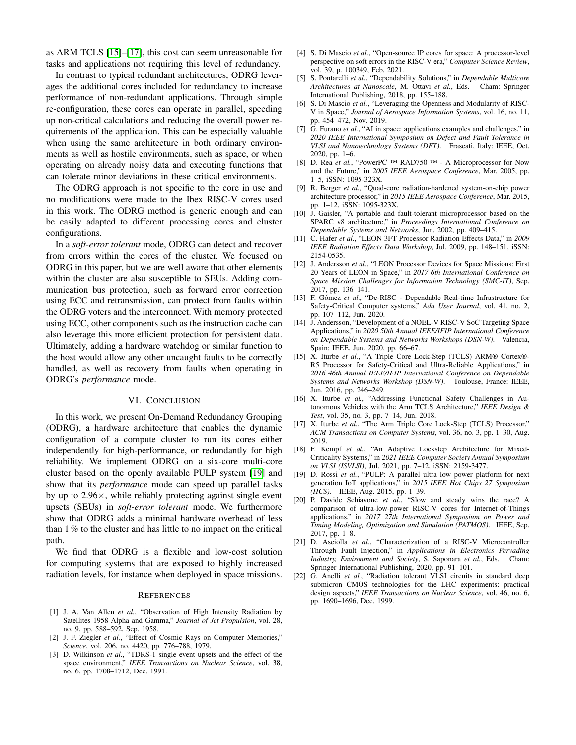as ARM TCLS [15]–[17], this cost can seem unreasonable for tasks and applications not requiring this level of redundancy.

In contrast to typical redundant architectures, ODRG leverages the additional cores included for redundancy to increase performance of non-redundant applications. Through simple re-configuration, these cores can operate in parallel, speeding up non-critical calculations and reducing the overall power requirements of the application. This can be especially valuable when using the same architecture in both ordinary environments as well as hostile environments, such as space, or when operating on already noisy data and executing functions that can tolerate minor deviations in these critical environments.

The ODRG approach is not specific to the core in use and no modifications were made to the Ibex RISC-V cores used in this work. The ODRG method is generic enough and can be easily adapted to different processing cores and cluster configurations.

In a *soft-error tolerant* mode, ODRG can detect and recover from errors within the cores of the cluster. We focused on ODRG in this paper, but we are well aware that other elements within the cluster are also susceptible to SEUs. Adding communication bus protection, such as forward error correction using ECC and retransmission, can protect from faults within the ODRG voters and the interconnect. With memory protected using ECC, other components such as the instruction cache can also leverage this more efficient protection for persistent data. Ultimately, adding a hardware watchdog or similar function to the host would allow any other uncaught faults to be correctly handled, as well as recovery from faults when operating in ODRG's *performance* mode.

## VI. Conclusion

In this work, we present On-Demand Redundancy Grouping (ODRG), a hardware architecture that enables the dynamic configuration of a compute cluster to run its cores either independently for high-performance, or redundantly for high reliability. We implement ODRG on a six-core multi-core cluster based on the openly available PULP system [19] and show that its *performance* mode can speed up parallel tasks by up to $2.96\times$, while reliably protecting against single event upsets (SEUs) in *soft-error tolerant* mode. We furthermore show that ODRG adds a minimal hardware overhead of less than 1 % to the cluster and has little to no impact on the critical path.

We find that ODRG is a flexible and low-cost solution for computing systems that are exposed to highly increased radiation levels, for instance when deployed in space missions.

## References

[1] J. A. Van Allen *et al.*, "Observation of High Intensity Radiation by Satellites 1958 Alpha and Gamma," *Journal of Jet Propulsion*, vol. 28, no. 9, pp. 588–592, Sep. 1958.

[2] J. F. Ziegler *et al.*, "Effect of Cosmic Rays on Computer Memories," *Science*, vol. 206, no. 4420, pp. 776–788, 1979.

[3] D. Wilkinson *et al.*, "TDRS-1 single event upsets and the effect of the space environment," *IEEE Transactions on Nuclear Science*, vol. 38, no. 6, pp. 1708–1712, Dec. 1991.

[4] S. Di Mascio *et al.*, "Open-source IP cores for space: A processor-level perspective on soft errors in the RISC-V era," *Computer Science Review*, vol. 39, p. 100349, Feb. 2021.

[5] S. Pontarelli *et al.*, "Dependability Solutions," in *Dependable Multicore Architectures at Nanoscale*, M. Ottavi *et al.*, Eds. Cham: Springer International Publishing, 2018, pp. 155–188.

[6] S. Di Mascio *et al.*, "Leveraging the Openness and Modularity of RISC-V in Space," *Journal of Aerospace Information Systems*, vol. 16, no. 11, pp. 454–472, Nov. 2019.

[7] G. Furano *et al.*, "AI in space: applications examples and challenges," in *2020 IEEE International Symposium on Defect and Fault Tolerance in VLSI and Nanotechnology Systems (DFT)*. Frascati, Italy: IEEE, Oct. 2020, pp. 1–6.

[8] D. Rea *et al.*, "PowerPC ™ RAD750 ™ - A Microprocessor for Now and the Future," in *2005 IEEE Aerospace Conference*, Mar. 2005, pp. 1–5, iSSN: 1095-323X.

[9] R. Berger *et al.*, "Quad-core radiation-hardened system-on-chip power architecture processor," in *2015 IEEE Aerospace Conference*, Mar. 2015, pp. 1–12, iSSN: 1095-323X.

[10] J. Gaisler, "A portable and fault-tolerant microprocessor based on the SPARC v8 architecture," in *Proceedings International Conference on Dependable Systems and Networks*, Jun. 2002, pp. 409–415.

[11] C. Hafer *et al.*, "LEON 3FT Processor Radiation Effects Data," in *2009 IEEE Radiation Effects Data Workshop*, Jul. 2009, pp. 148–151, iSSN: 2154-0535.

[12] J. Andersson *et al.*, "LEON Processor Devices for Space Missions: First 20 Years of LEON in Space," in *2017 6th International Conference on Space Mission Challenges for Information Technology (SMC-IT)*, Sep. 2017, pp. 136–141.

[13] F. Gómez *et al.*, "De-RISC - Dependable Real-time Infrastructure for Safety-Critical Computer systems," *Ada User Journal*, vol. 41, no. 2, pp. 107–112, Jun. 2020.

[14] J. Andersson, "Development of a NOEL-V RISC-V SoC Targeting Space Applications," in *2020 50th Annual IEEE/IFIP International Conference on Dependable Systems and Networks Workshops (DSN-W)*. Valencia, Spain: IEEE, Jun. 2020, pp. 66–67.

[15] X. Iturbe *et al.*, "A Triple Core Lock-Step (TCLS) ARM® Cortex®-R5 Processor for Safety-Critical and Ultra-Reliable Applications," in *2016 46th Annual IEEE/IFIP International Conference on Dependable Systems and Networks Workshop (DSN-W)*. Toulouse, France: IEEE, Jun. 2016, pp. 246–249.

[16] X. Iturbe *et al.*, "Addressing Functional Safety Challenges in Autonomous Vehicles with the Arm TCLS Architecture," *IEEE Design & Test*, vol. 35, no. 3, pp. 7–14, Jun. 2018.

[17] X. Iturbe *et al.*, "The Arm Triple Core Lock-Step (TCLS) Processor," *ACM Transactions on Computer Systems*, vol. 36, no. 3, pp. 1–30, Aug. 2019.

[18] F. Kempf *et al.*, "An Adaptive Lockstep Architecture for Mixed-Criticality Systems," in *2021 IEEE Computer Society Annual Symposium on VLSI (ISVLSI)*, Jul. 2021, pp. 7–12, iSSN: 2159-3477.

[19] D. Rossi *et al.*, "PULP: A parallel ultra low power platform for next generation IoT applications," in *2015 IEEE Hot Chips 27 Symposium (HCS)*. IEEE, Aug. 2015, pp. 1–39.

[20] P. Davide Schiavone *et al.*, "Slow and steady wins the race? A comparison of ultra-low-power RISC-V cores for Internet-of-Things applications," in *2017 27th International Symposium on Power and Timing Modeling, Optimization and Simulation (PATMOS)*. IEEE, Sep. 2017, pp. 1–8.

[21] D. Asciolla *et al.*, "Characterization of a RISC-V Microcontroller Through Fault Injection," in *Applications in Electronics Pervading Industry, Environment and Society*, S. Saponara *et al.*, Eds. Cham: Springer International Publishing, 2020, pp. 91–101.

[22] G. Anelli *et al.*, "Radiation tolerant VLSI circuits in standard deep submicron CMOS technologies for the LHC experiments: practical design aspects," *IEEE Transactions on Nuclear Science*, vol. 46, no. 6, pp. 1690–1696, Dec. 1999.